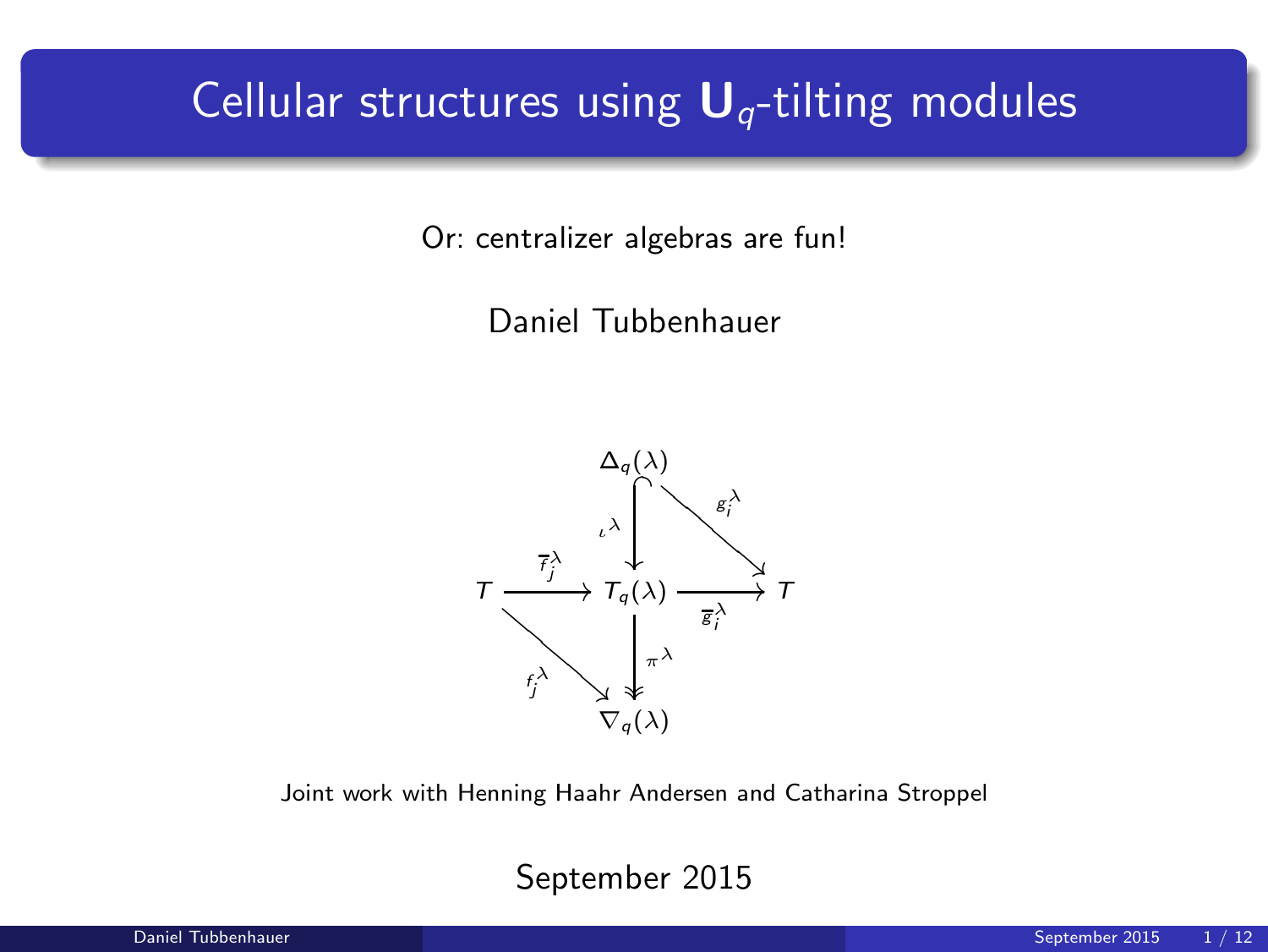# Cellular structures using $\mathbf{U}_q$-tilting modules

Or: centralizer algebras are fun!

Daniel Tubbenhauer

$$
\begin{array}{ccccc}
 & & \Delta_q(\lambda) & & \\
 & & \downarrow \iota^{\lambda} & \searrow g_i^{\lambda} & \\
T & \xrightarrow{\overline{f}_j^{\lambda}} & T_q(\lambda) & \xrightarrow{\overline{g}_i^{\lambda}} & T \\
 & \searrow f_j^{\lambda} & \downarrow \pi^{\lambda} & & \\
 & & \nabla_q(\lambda) & &
\end{array}
$$

Joint work with Henning Haahr Andersen and Catharina Stroppel

September 2015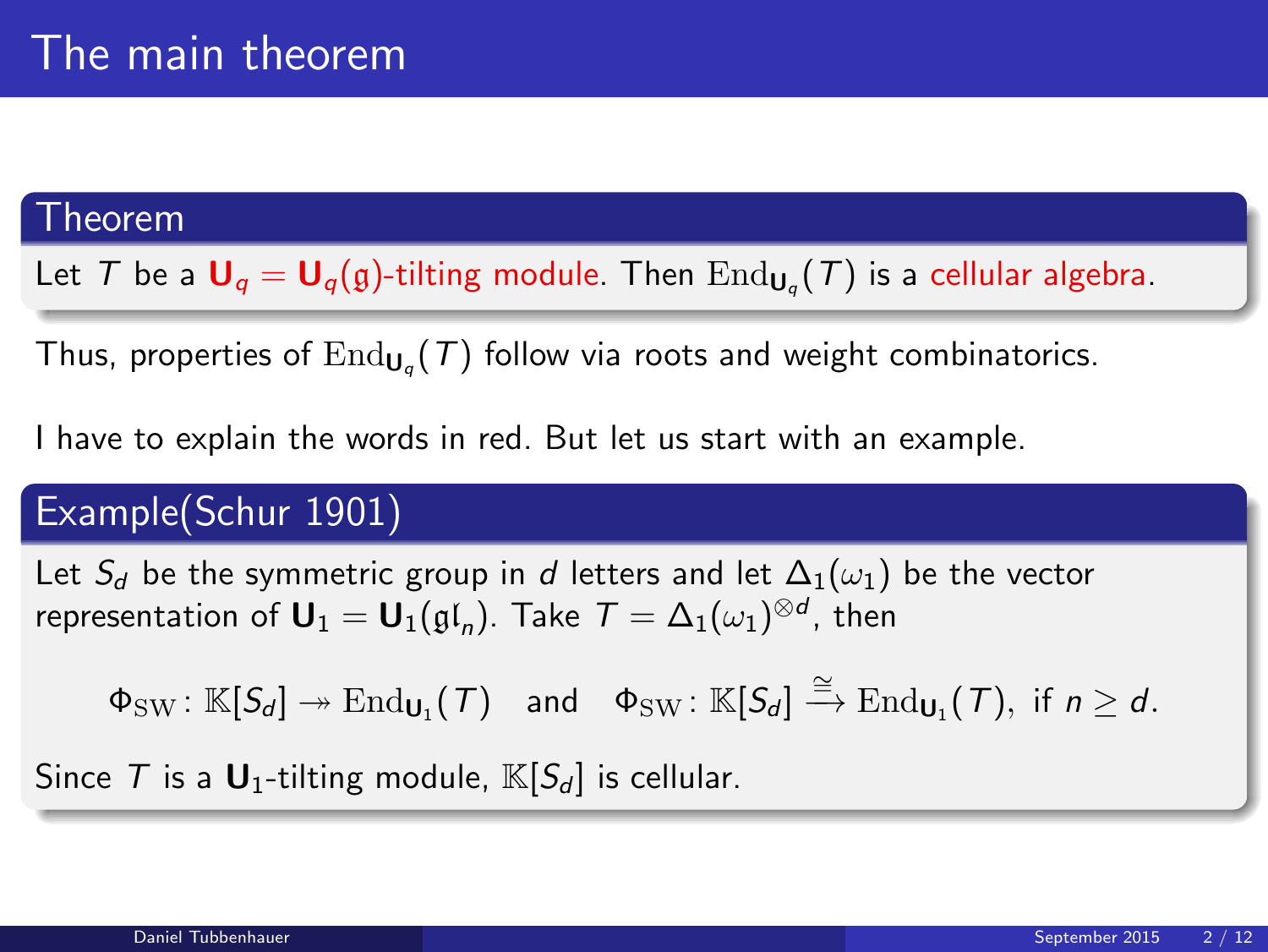# The main theorem

## Theorem

Let $T$ be a $\mathbf{U}_q = \mathbf{U}_q(\mathfrak{g})$-tilting module. Then $\mathrm{End}_{\mathbf{U}_q}(T)$ is a cellular algebra.

Thus, properties of $\mathrm{End}_{\mathbf{U}_q}(T)$ follow via roots and weight combinatorics.

I have to explain the words in red. But let us start with an example.

## Example(Schur 1901)

Let $S_d$ be the symmetric group in $d$ letters and let $\Delta_1(\omega_1)$ be the vector representation of $\mathbf{U}_1 = \mathbf{U}_1(\mathfrak{gl}_n)$. Take $T = \Delta_1(\omega_1)^{\otimes d}$, then

$$\Phi_{\mathrm{SW}} \colon \mathbb{K}[S_d] \twoheadrightarrow \mathrm{End}_{\mathbf{U}_1}(T) \quad \text{and} \quad \Phi_{\mathrm{SW}} \colon \mathbb{K}[S_d] \xrightarrow{\cong} \mathrm{End}_{\mathbf{U}_1}(T), \text{ if } n \geq d.$$

Since $T$ is a $\mathbf{U}_1$-tilting module, $\mathbb{K}[S_d]$ is cellular.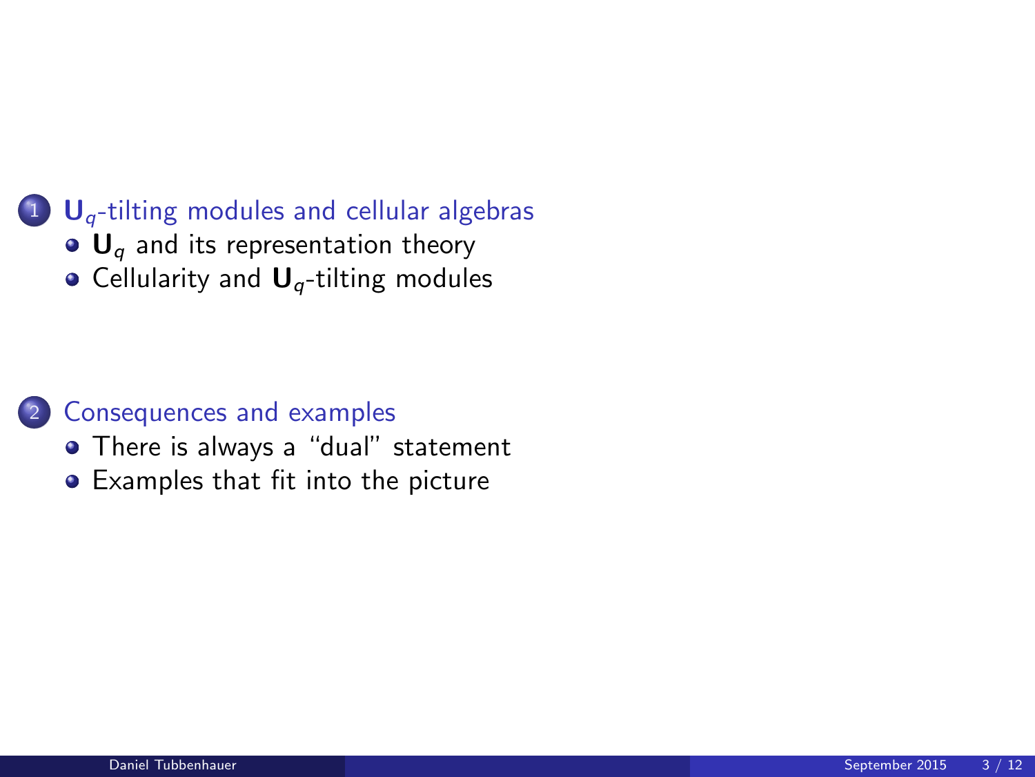1. $\mathbf{U}_q$-tilting modules and cellular algebras
   - $\mathbf{U}_q$ and its representation theory
   - Cellularity and $\mathbf{U}_q$-tilting modules

2. Consequences and examples
   - There is always a “dual” statement
   - Examples that fit into the picture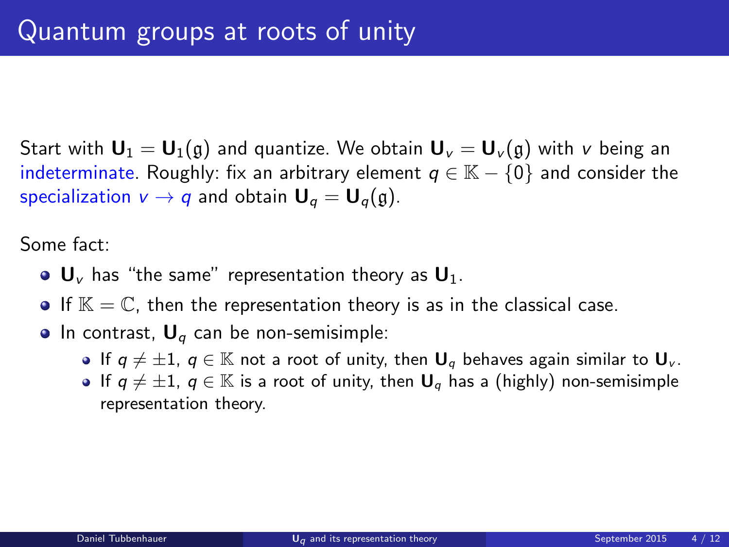# Quantum groups at roots of unity

Start with $\mathbf{U}_1 = \mathbf{U}_1(\mathfrak{g})$ and quantize. We obtain $\mathbf{U}_v = \mathbf{U}_v(\mathfrak{g})$ with $v$ being an indeterminate. Roughly: fix an arbitrary element $q \in \mathbb{K} - \{0\}$ and consider the specialization $v \to q$ and obtain $\mathbf{U}_q = \mathbf{U}_q(\mathfrak{g})$.

Some fact:

- $\mathbf{U}_v$ has "the same" representation theory as $\mathbf{U}_1$.
- If $\mathbb{K} = \mathbb{C}$, then the representation theory is as in the classical case.
- In contrast, $\mathbf{U}_q$ can be non-semisimple:
  - If $q \neq \pm 1$, $q \in \mathbb{K}$ not a root of unity, then $\mathbf{U}_q$ behaves again similar to $\mathbf{U}_v$.
  - If $q \neq \pm 1$, $q \in \mathbb{K}$ is a root of unity, then $\mathbf{U}_q$ has a (highly) non-semisimple representation theory.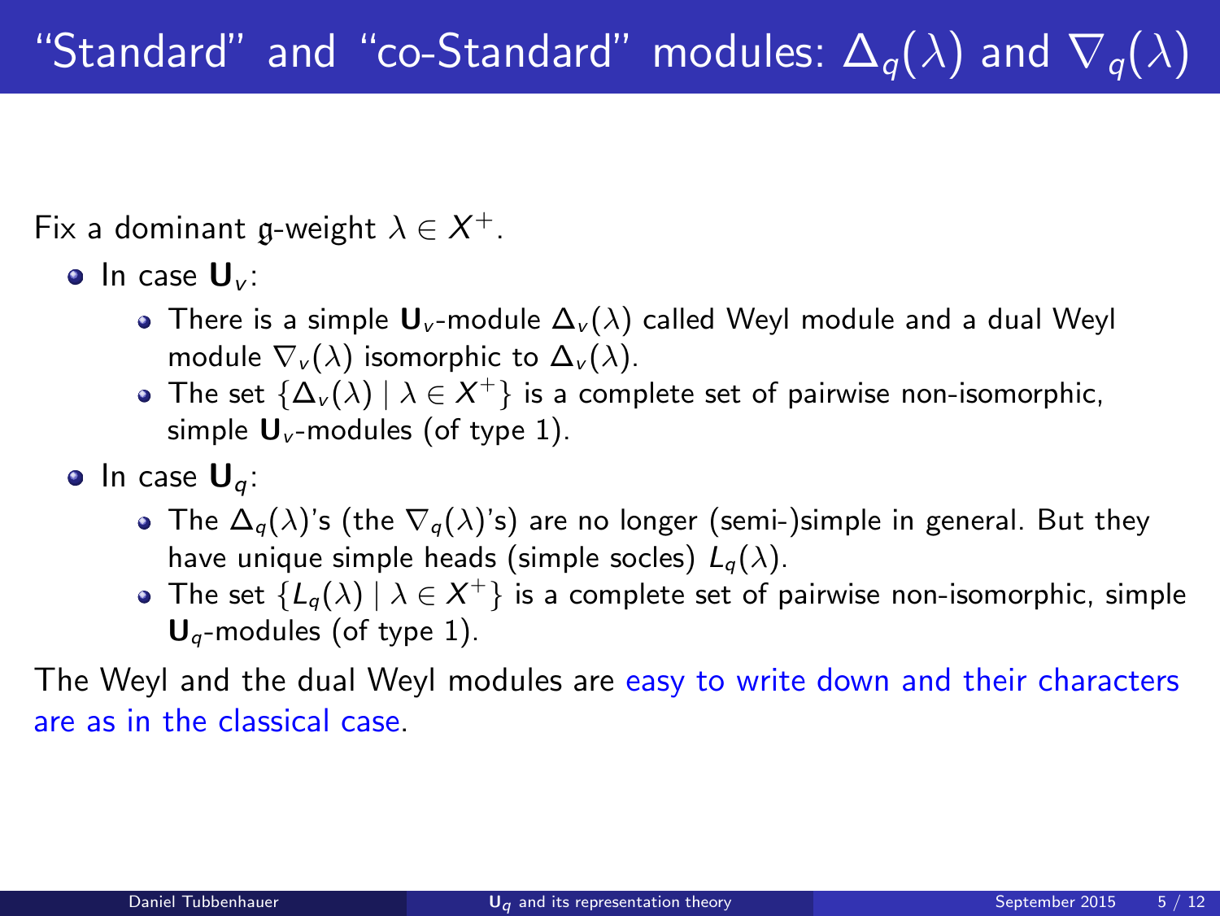# "Standard" and "co-Standard" modules: $\Delta_q(\lambda)$ and $\nabla_q(\lambda)$

Fix a dominant $\mathfrak{g}$-weight $\lambda \in X^+$.

- In case $\mathbf{U}_v$:
  - There is a simple $\mathbf{U}_v$-module $\Delta_v(\lambda)$ called Weyl module and a dual Weyl module $\nabla_v(\lambda)$ isomorphic to $\Delta_v(\lambda)$.
  - The set $\{\Delta_v(\lambda) \mid \lambda \in X^+\}$ is a complete set of pairwise non-isomorphic, simple $\mathbf{U}_v$-modules (of type 1).
- In case $\mathbf{U}_q$:
  - The $\Delta_q(\lambda)$'s (the $\nabla_q(\lambda)$'s) are no longer (semi-)simple in general. But they have unique simple heads (simple socles) $L_q(\lambda)$.
  - The set $\{L_q(\lambda) \mid \lambda \in X^+\}$ is a complete set of pairwise non-isomorphic, simple $\mathbf{U}_q$-modules (of type 1).

The Weyl and the dual Weyl modules are easy to write down and their characters are as in the classical case.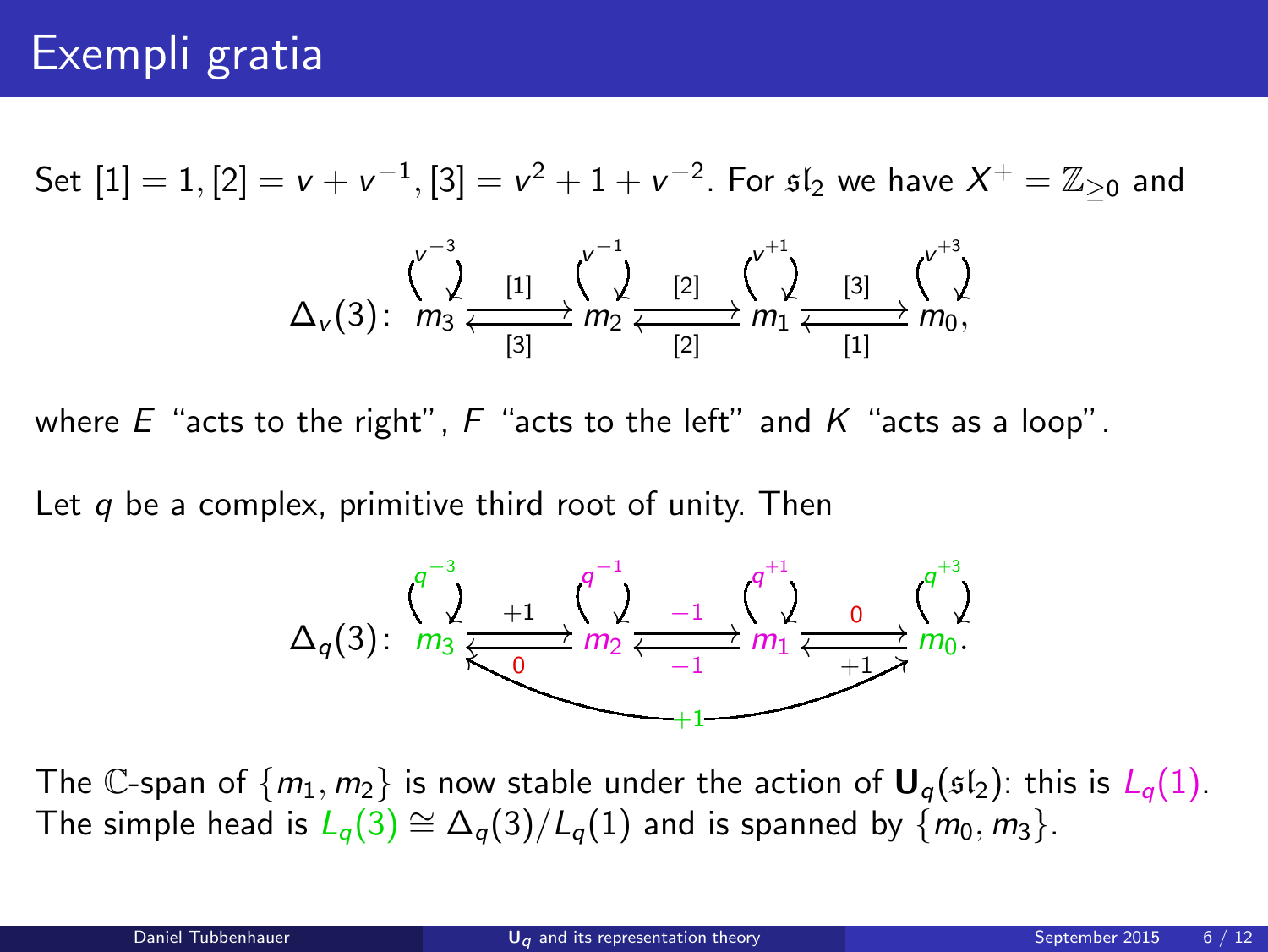# Exempli gratia

Set $[1] = 1, [2] = v + v^{-1}, [3] = v^2 + 1 + v^{-2}$. For $\mathfrak{sl}_2$ we have $X^+ = \mathbb{Z}_{\geq 0}$ and

$$\Delta_v(3)\colon\; \overset{v^{-3}}{\circlearrowright} m_3 \underset{[3]}{\overset{[1]}{\rightleftarrows}} \overset{v^{-1}}{\circlearrowright} m_2 \underset{[2]}{\overset{[2]}{\rightleftarrows}} \overset{v^{+1}}{\circlearrowright} m_1 \underset{[1]}{\overset{[3]}{\rightleftarrows}} \overset{v^{+3}}{\circlearrowright} m_0,$$

where $E$ "acts to the right", $F$ "acts to the left" and $K$ "acts as a loop".

Let $q$ be a complex, primitive third root of unity. Then

$$\Delta_q(3)\colon\; \overset{q^{-3}}{\circlearrowright} m_3 \underset{0}{\overset{+1}{\rightleftarrows}} \overset{q^{-1}}{\circlearrowright} m_2 \underset{-1}{\overset{-1}{\rightleftarrows}} \overset{q^{+1}}{\circlearrowright} m_1 \underset{+1}{\overset{0}{\rightleftarrows}} \overset{q^{+3}}{\circlearrowright} m_0.$$

(with an additional arrow labeled $+1$ between $m_3$ and $m_0$)

The $\mathbb{C}$-span of $\{m_1, m_2\}$ is now stable under the action of $\mathbf{U}_q(\mathfrak{sl}_2)$: this is $L_q(1)$. The simple head is $L_q(3) \cong \Delta_q(3)/L_q(1)$ and is spanned by $\{m_0, m_3\}$.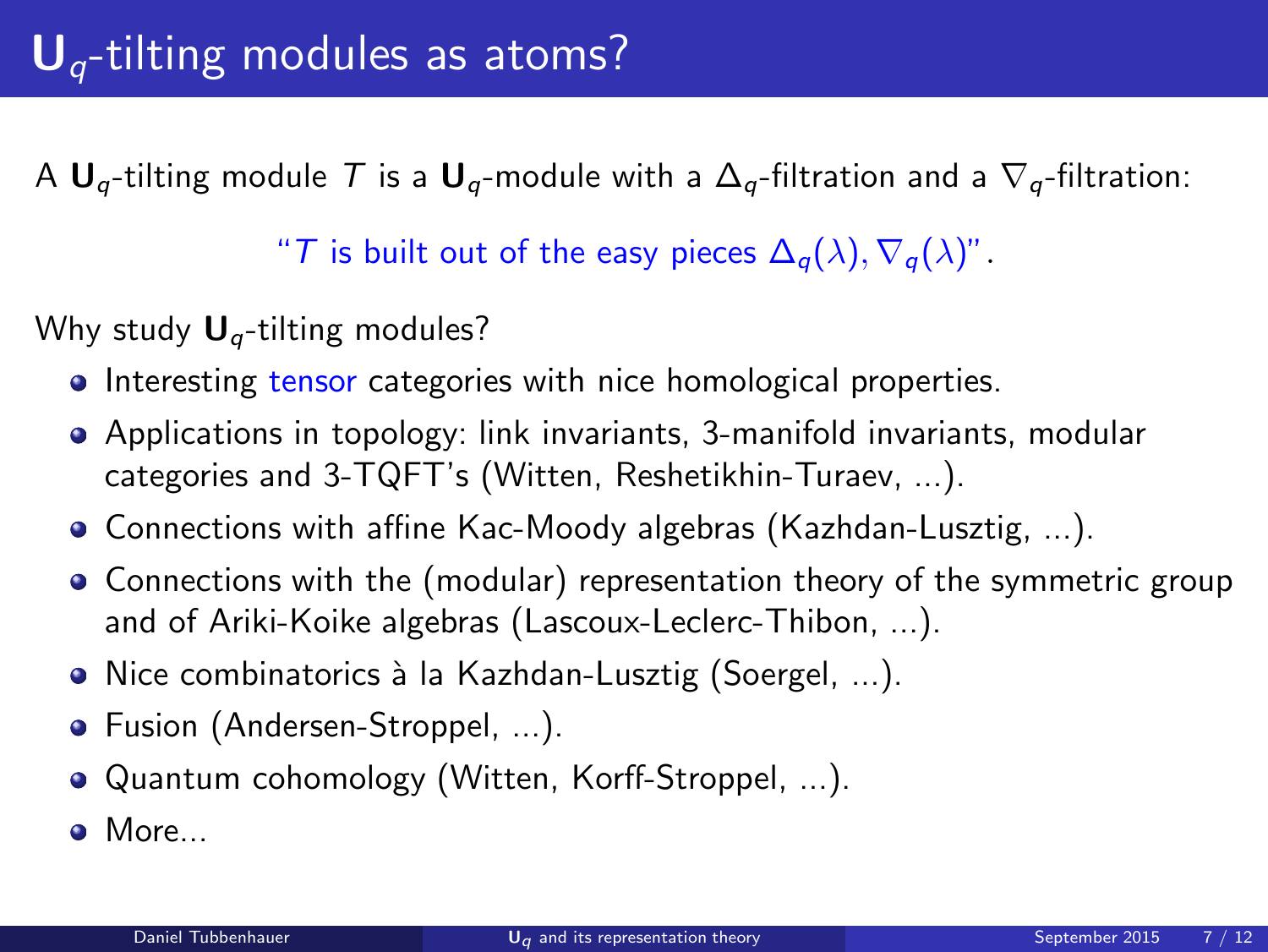# $\mathbf{U}_q$-tilting modules as atoms?

A $\mathbf{U}_q$-tilting module $T$ is a $\mathbf{U}_q$-module with a $\Delta_q$-filtration and a $\nabla_q$-filtration:

"$T$ is built out of the easy pieces $\Delta_q(\lambda), \nabla_q(\lambda)$".

Why study $\mathbf{U}_q$-tilting modules?

- Interesting tensor categories with nice homological properties.
- Applications in topology: link invariants, 3-manifold invariants, modular categories and 3-TQFT's (Witten, Reshetikhin-Turaev, ...).
- Connections with affine Kac-Moody algebras (Kazhdan-Lusztig, ...).
- Connections with the (modular) representation theory of the symmetric group and of Ariki-Koike algebras (Lascoux-Leclerc-Thibon, ...).
- Nice combinatorics à la Kazhdan-Lusztig (Soergel, ...).
- Fusion (Andersen-Stroppel, ...).
- Quantum cohomology (Witten, Korff-Stroppel, ...).
- More...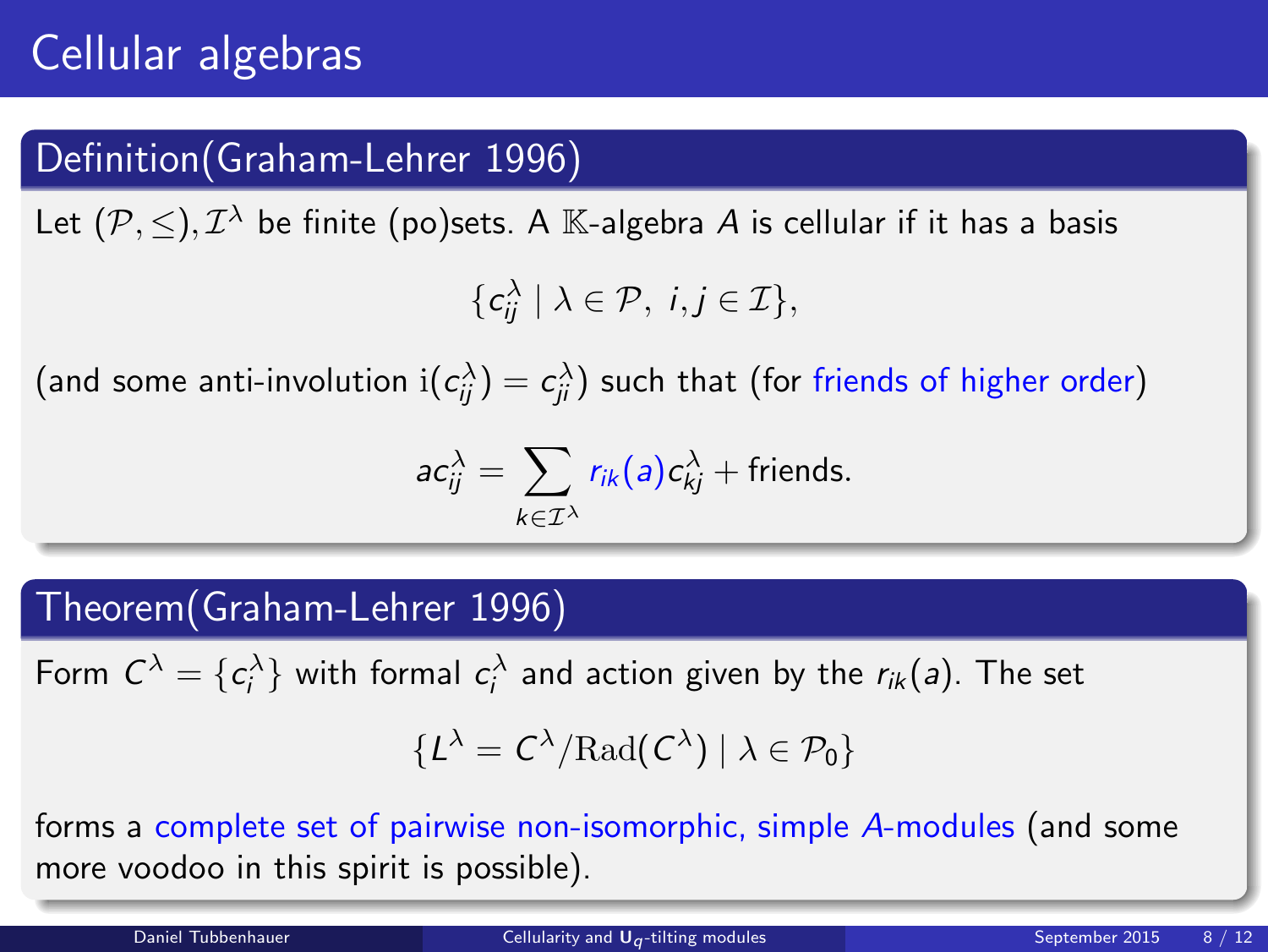# Cellular algebras

## Definition(Graham-Lehrer 1996)

Let $(\mathcal{P}, \leq), \mathcal{I}^\lambda$ be finite (po)sets. A $\mathbb{K}$-algebra $A$ is cellular if it has a basis

$$\{c_{ij}^\lambda \mid \lambda \in \mathcal{P},\ i, j \in \mathcal{I}\},$$

(and some anti-involution $\mathrm{i}(c_{ij}^\lambda) = c_{ji}^\lambda$) such that (for friends of higher order)

$$ac_{ij}^\lambda = \sum_{k \in \mathcal{I}^\lambda} r_{ik}(a) c_{kj}^\lambda + \text{friends}.$$

## Theorem(Graham-Lehrer 1996)

Form $C^\lambda = \{c_i^\lambda\}$ with formal $c_i^\lambda$ and action given by the $r_{ik}(a)$. The set

$$\{L^\lambda = C^\lambda / \mathrm{Rad}(C^\lambda) \mid \lambda \in \mathcal{P}_0\}$$

forms a complete set of pairwise non-isomorphic, simple $A$-modules (and some more voodoo in this spirit is possible).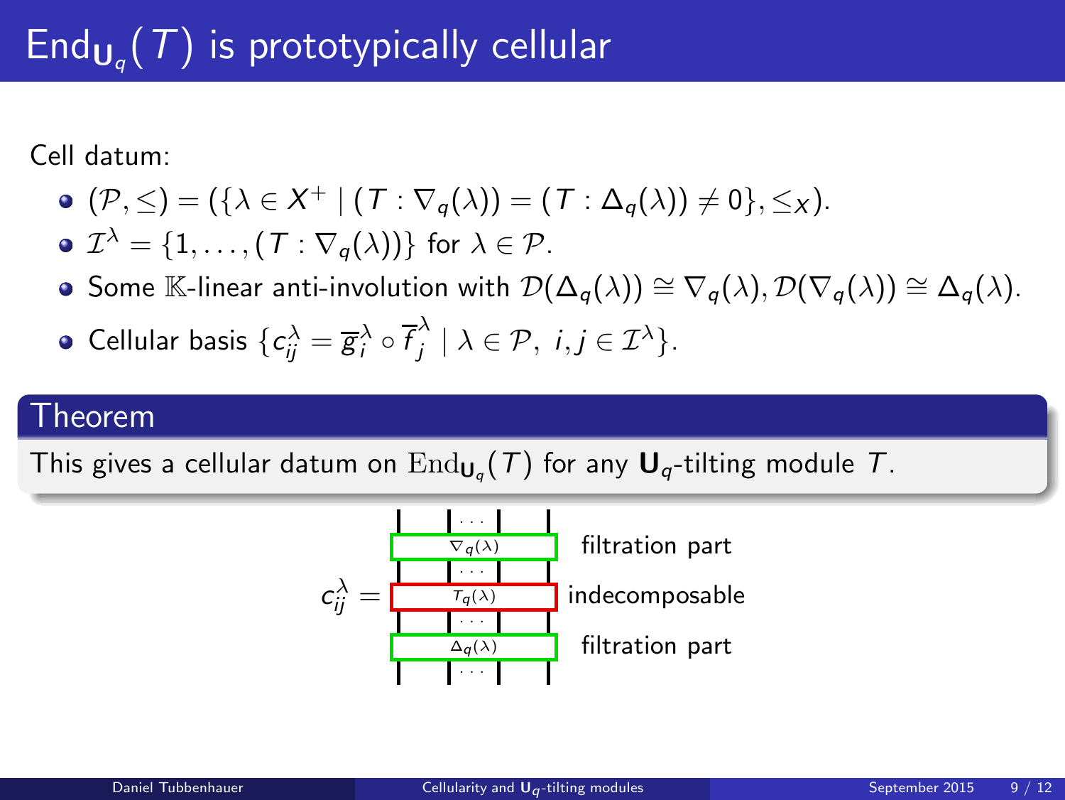# $\mathrm{End}_{\mathbf{U}_q}(T)$ is prototypically cellular

Cell datum:

- $(\mathcal{P}, \leq) = (\{\lambda \in X^+ \mid (T : \nabla_q(\lambda)) = (T : \Delta_q(\lambda)) \neq 0\}, \leq_X)$.
- $\mathcal{I}^\lambda = \{1, \ldots, (T : \nabla_q(\lambda))\}$ for $\lambda \in \mathcal{P}$.
- Some $\mathbb{K}$-linear anti-involution with $\mathcal{D}(\Delta_q(\lambda)) \cong \nabla_q(\lambda), \mathcal{D}(\nabla_q(\lambda)) \cong \Delta_q(\lambda)$.
- Cellular basis $\{c_{ij}^\lambda = \overline{g}_i^\lambda \circ \overline{f}_j^\lambda \mid \lambda \in \mathcal{P},\ i, j \in \mathcal{I}^\lambda\}$.

## Theorem

This gives a cellular datum on $\mathrm{End}_{\mathbf{U}_q}(T)$ for any $\mathbf{U}_q$-tilting module $T$.

$c_{ij}^\lambda =$

$\nabla_q(\lambda)$ filtration part

$T_q(\lambda)$ indecomposable

$\Delta_q(\lambda)$ filtration part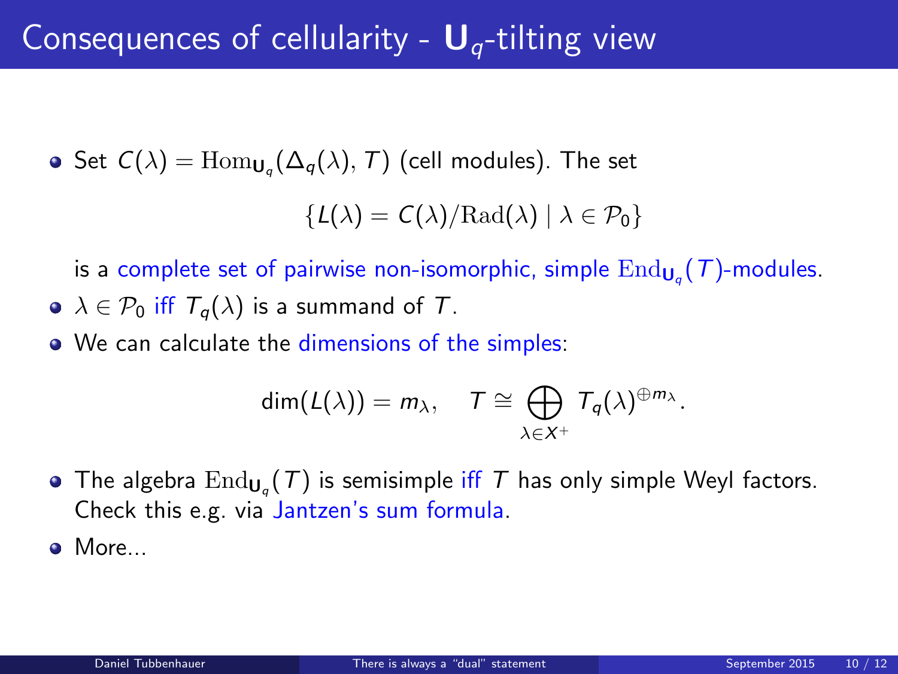# Consequences of cellularity - $\mathbf{U}_q$-tilting view

- Set $C(\lambda) = \mathrm{Hom}_{\mathbf{U}_q}(\Delta_q(\lambda), T)$ (cell modules). The set

$$\{L(\lambda) = C(\lambda)/\mathrm{Rad}(\lambda) \mid \lambda \in \mathcal{P}_0\}$$

  is a complete set of pairwise non-isomorphic, simple $\mathrm{End}_{\mathbf{U}_q}(T)$-modules.
- $\lambda \in \mathcal{P}_0$ iff $T_q(\lambda)$ is a summand of $T$.
- We can calculate the dimensions of the simples:

$$\dim(L(\lambda)) = m_\lambda, \quad T \cong \bigoplus_{\lambda \in X^+} T_q(\lambda)^{\oplus m_\lambda}.$$

- The algebra $\mathrm{End}_{\mathbf{U}_q}(T)$ is semisimple iff $T$ has only simple Weyl factors. Check this e.g. via Jantzen's sum formula.
- More...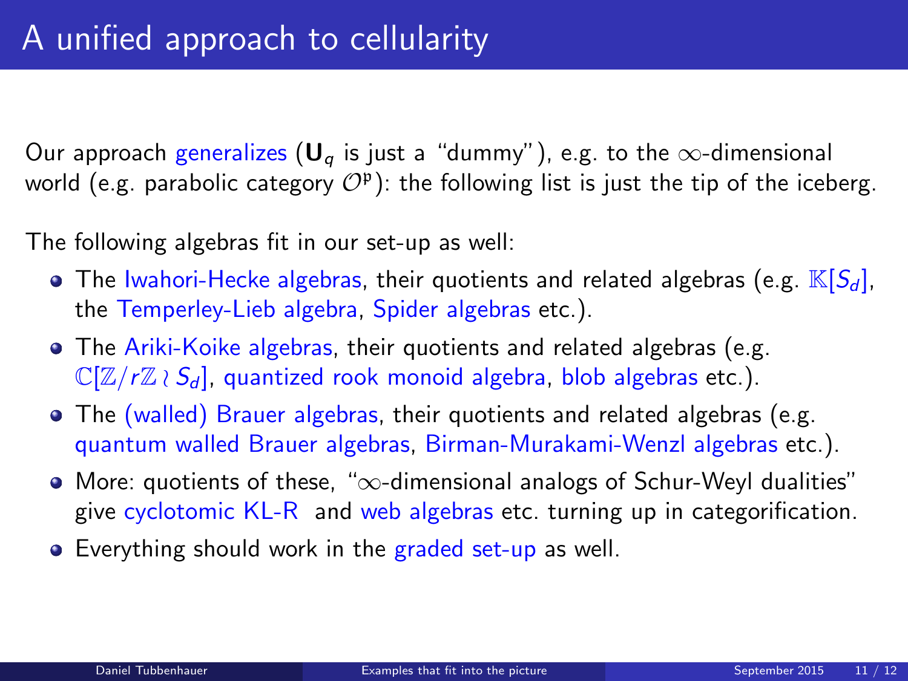# A unified approach to cellularity

Our approach generalizes ($\mathbf{U}_q$ is just a "dummy"), e.g. to the $\infty$-dimensional world (e.g. parabolic category $\mathcal{O}^{\mathfrak{p}}$): the following list is just the tip of the iceberg.

The following algebras fit in our set-up as well:

- The Iwahori-Hecke algebras, their quotients and related algebras (e.g. $\mathbb{K}[S_d]$, the Temperley-Lieb algebra, Spider algebras etc.).
- The Ariki-Koike algebras, their quotients and related algebras (e.g. $\mathbb{C}[\mathbb{Z}/r\mathbb{Z} \wr S_d]$, quantized rook monoid algebra, blob algebras etc.).
- The (walled) Brauer algebras, their quotients and related algebras (e.g. quantum walled Brauer algebras, Birman-Murakami-Wenzl algebras etc.).
- More: quotients of these, "$\infty$-dimensional analogs of Schur-Weyl dualities" give cyclotomic KL-R and web algebras etc. turning up in categorification.
- Everything should work in the graded set-up as well.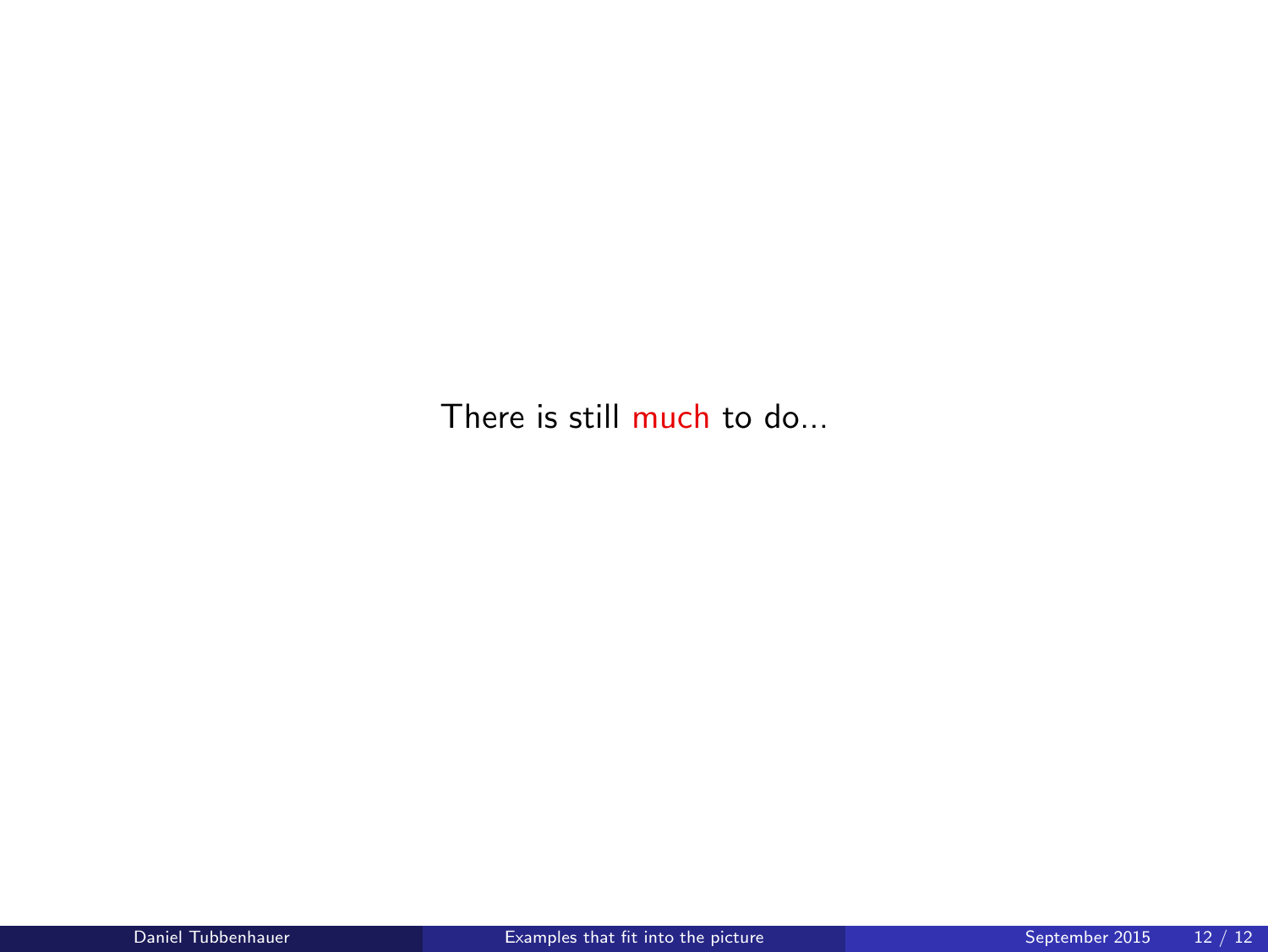There is still much to do...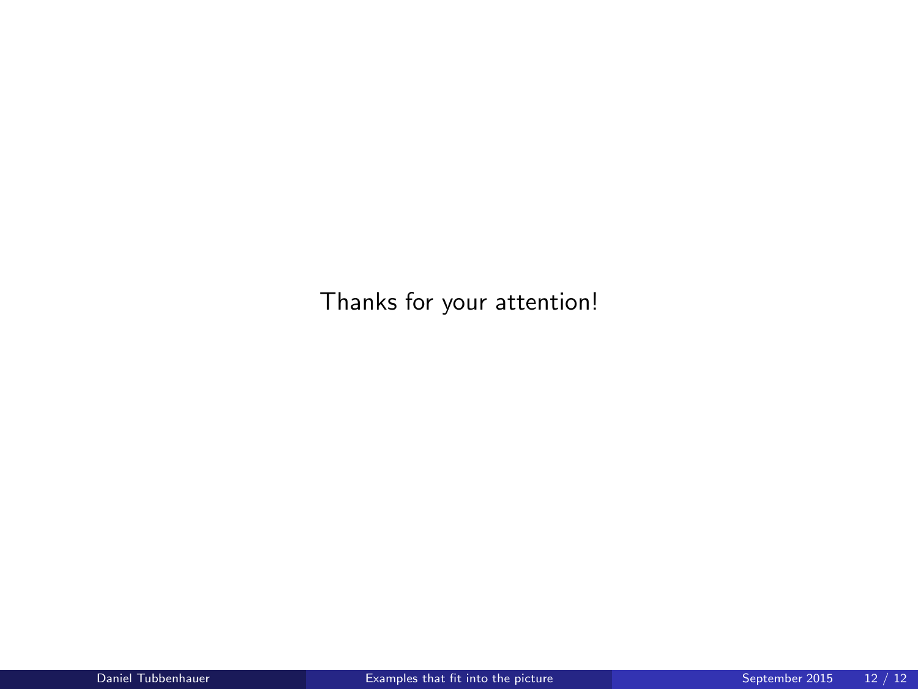Thanks for your attention!